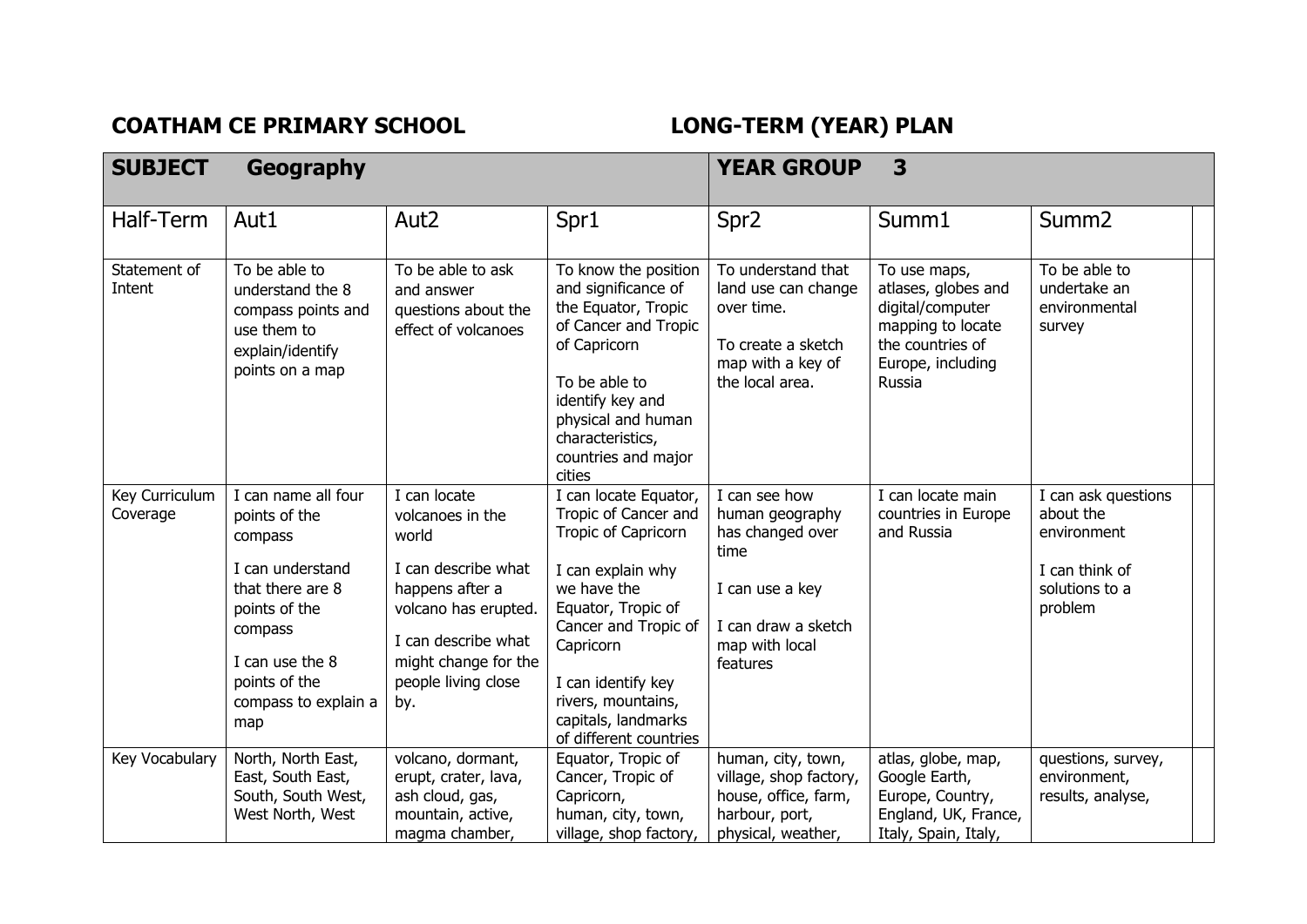**COATHAM CE PRIMARY SCHOOL** **LONG-TERM (YEAR) PLAN**

| **SUBJECT Geography** | | | | **YEAR GROUP 3** | | | |
|---|---|---|---|---|---|---|---|
| Half-Term | Aut1 | Aut2 | Spr1 | Spr2 | Summ1 | Summ2 | |
| Statement of Intent | To be able to understand the 8 compass points and use them to explain/identify points on a map | To be able to ask and answer questions about the effect of volcanoes | To know the position and significance of the Equator, Tropic of Cancer and Tropic of Capricorn<br><br>To be able to identify key and physical and human characteristics, countries and major cities | To understand that land use can change over time.<br><br>To create a sketch map with a key of the local area. | To use maps, atlases, globes and digital/computer mapping to locate the countries of Europe, including Russia | To be able to undertake an environmental survey | |
| Key Curriculum Coverage | I can name all four points of the compass<br><br>I can understand that there are 8 points of the compass<br><br>I can use the 8 points of the compass to explain a map | I can locate volcanoes in the world<br><br>I can describe what happens after a volcano has erupted.<br><br>I can describe what might change for the people living close by. | I can locate Equator, Tropic of Cancer and Tropic of Capricorn<br><br>I can explain why we have the Equator, Tropic of Cancer and Tropic of Capricorn<br><br>I can identify key rivers, mountains, capitals, landmarks of different countries | I can see how human geography has changed over time<br><br>I can use a key<br><br>I can draw a sketch map with local features | I can locate main countries in Europe and Russia | I can ask questions about the environment<br><br>I can think of solutions to a problem | |
| Key Vocabulary | North, North East, East, South East, South, South West, West North, West | volcano, dormant, erupt, crater, lava, ash cloud, gas, mountain, active, magma chamber, | Equator, Tropic of Cancer, Tropic of Capricorn, human, city, town, village, shop factory, | human, city, town, village, shop factory, house, office, farm, harbour, port, physical, weather, | atlas, globe, map, Google Earth, Europe, Country, England, UK, France, Italy, Spain, Italy, | questions, survey, environment, results, analyse, | |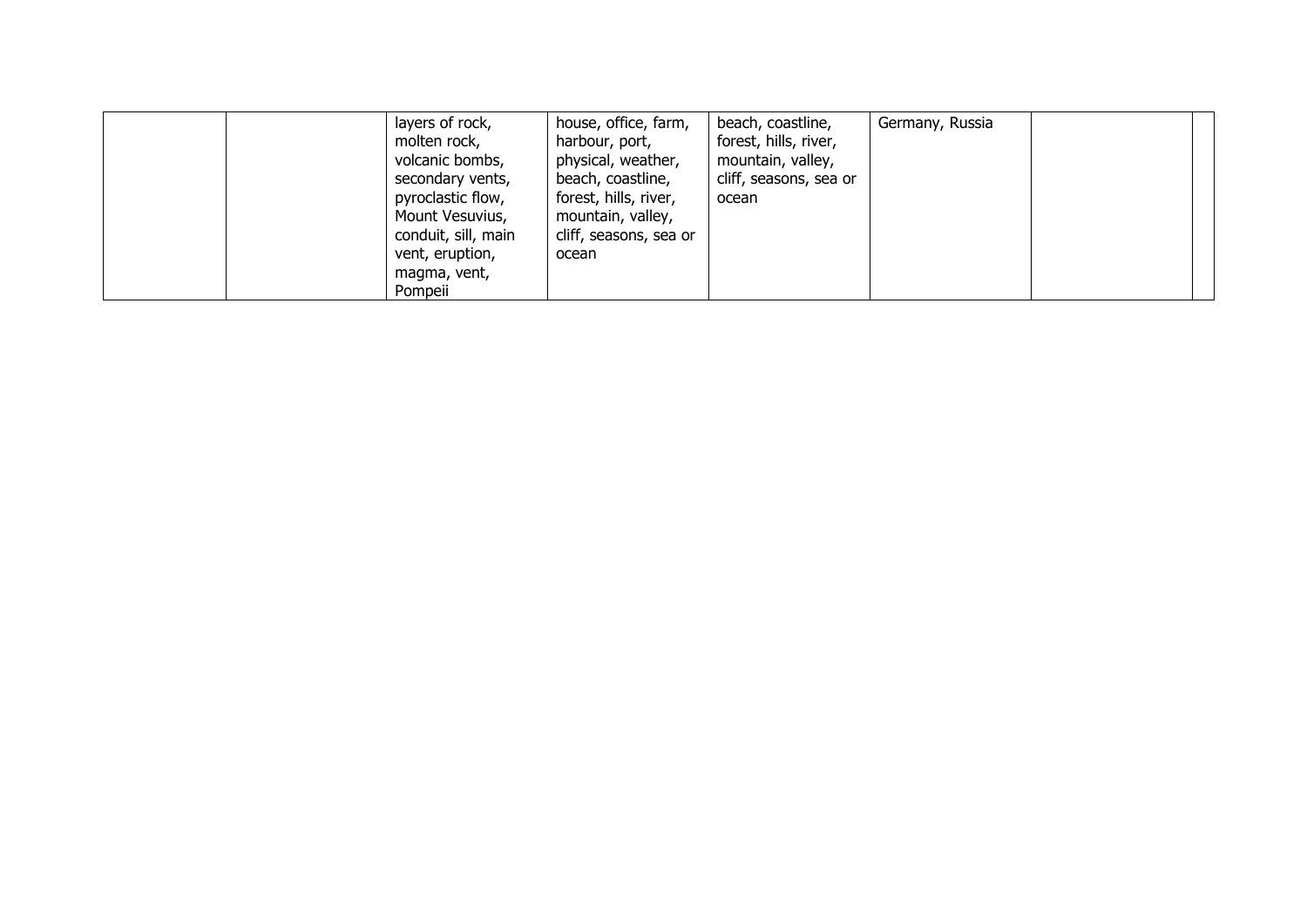| | | | | | | | |
|---|---|---|---|---|---|---|---|
| | | layers of rock, molten rock, volcanic bombs, secondary vents, pyroclastic flow, Mount Vesuvius, conduit, sill, main vent, eruption, magma, vent, Pompeii | house, office, farm, harbour, port, physical, weather, beach, coastline, forest, hills, river, mountain, valley, cliff, seasons, sea or ocean | beach, coastline, forest, hills, river, mountain, valley, cliff, seasons, sea or ocean | Germany, Russia | | |